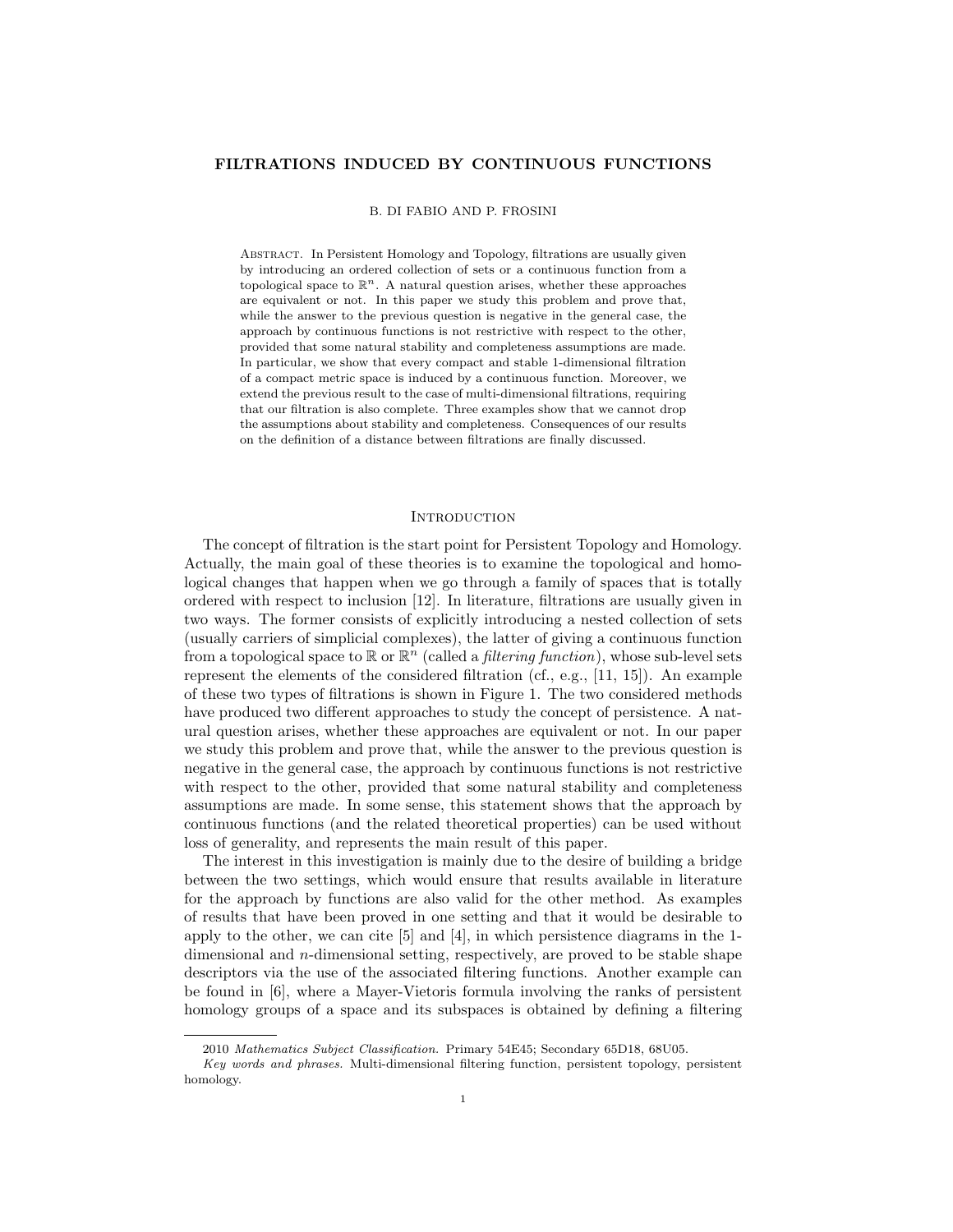# FILTRATIONS INDUCED BY CONTINUOUS FUNCTIONS

B. DI FABIO AND P. FROSINI

ABSTRACT. In Persistent Homology and Topology, filtrations are usually given by introducing an ordered collection of sets or a continuous function from a topological space to $\mathbb{R}^n$. A natural question arises, whether these approaches are equivalent or not. In this paper we study this problem and prove that, while the answer to the previous question is negative in the general case, the approach by continuous functions is not restrictive with respect to the other, provided that some natural stability and completeness assumptions are made. In particular, we show that every compact and stable 1-dimensional filtration of a compact metric space is induced by a continuous function. Moreover, we extend the previous result to the case of multi-dimensional filtrations, requiring that our filtration is also complete. Three examples show that we cannot drop the assumptions about stability and completeness. Consequences of our results on the definition of a distance between filtrations are finally discussed.

## INTRODUCTION

The concept of filtration is the start point for Persistent Topology and Homology. Actually, the main goal of these theories is to examine the topological and homological changes that happen when we go through a family of spaces that is totally ordered with respect to inclusion [12]. In literature, filtrations are usually given in two ways. The former consists of explicitly introducing a nested collection of sets (usually carriers of simplicial complexes), the latter of giving a continuous function from a topological space to $\mathbb{R}$ or $\mathbb{R}^n$ (called a *filtering function*), whose sub-level sets represent the elements of the considered filtration (cf., e.g., [11, 15]). An example of these two types of filtrations is shown in Figure 1. The two considered methods have produced two different approaches to study the concept of persistence. A natural question arises, whether these approaches are equivalent or not. In our paper we study this problem and prove that, while the answer to the previous question is negative in the general case, the approach by continuous functions is not restrictive with respect to the other, provided that some natural stability and completeness assumptions are made. In some sense, this statement shows that the approach by continuous functions (and the related theoretical properties) can be used without loss of generality, and represents the main result of this paper.

The interest in this investigation is mainly due to the desire of building a bridge between the two settings, which would ensure that results available in literature for the approach by functions are also valid for the other method. As examples of results that have been proved in one setting and that it would be desirable to apply to the other, we can cite [5] and [4], in which persistence diagrams in the 1-dimensional and $n$-dimensional setting, respectively, are proved to be stable shape descriptors via the use of the associated filtering functions. Another example can be found in [6], where a Mayer-Vietoris formula involving the ranks of persistent homology groups of a space and its subspaces is obtained by defining a filtering

2010 *Mathematics Subject Classification.* Primary 54E45; Secondary 65D18, 68U05.

*Key words and phrases.* Multi-dimensional filtering function, persistent topology, persistent homology.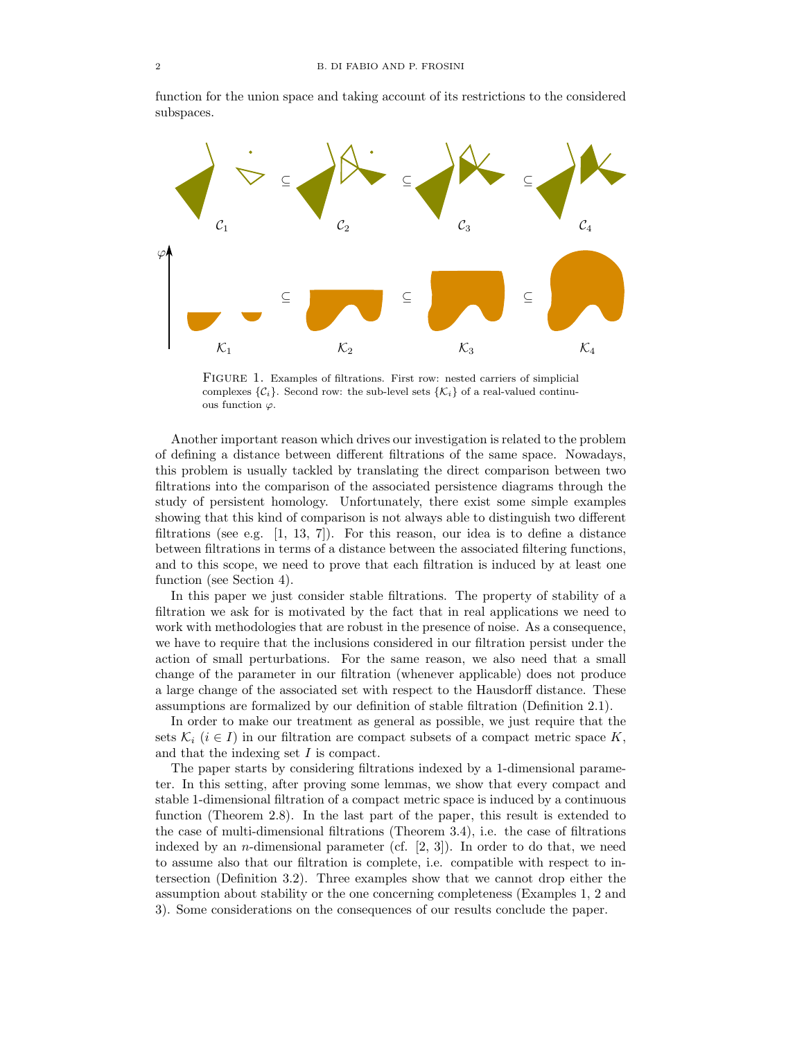function for the union space and taking account of its restrictions to the considered subspaces.

FIGURE 1. Examples of filtrations. First row: nested carriers of simplicial complexes $\{\mathcal{C}_i\}$. Second row: the sub-level sets $\{\mathcal{K}_i\}$ of a real-valued continuous function $\varphi$.

Another important reason which drives our investigation is related to the problem of defining a distance between different filtrations of the same space. Nowadays, this problem is usually tackled by translating the direct comparison between two filtrations into the comparison of the associated persistence diagrams through the study of persistent homology. Unfortunately, there exist some simple examples showing that this kind of comparison is not always able to distinguish two different filtrations (see e.g. [1, 13, 7]). For this reason, our idea is to define a distance between filtrations in terms of a distance between the associated filtering functions, and to this scope, we need to prove that each filtration is induced by at least one function (see Section 4).

In this paper we just consider stable filtrations. The property of stability of a filtration we ask for is motivated by the fact that in real applications we need to work with methodologies that are robust in the presence of noise. As a consequence, we have to require that the inclusions considered in our filtration persist under the action of small perturbations. For the same reason, we also need that a small change of the parameter in our filtration (whenever applicable) does not produce a large change of the associated set with respect to the Hausdorff distance. These assumptions are formalized by our definition of stable filtration (Definition 2.1).

In order to make our treatment as general as possible, we just require that the sets $\mathcal{K}_i$ ($i \in I$) in our filtration are compact subsets of a compact metric space $K$, and that the indexing set $I$ is compact.

The paper starts by considering filtrations indexed by a 1-dimensional parameter. In this setting, after proving some lemmas, we show that every compact and stable 1-dimensional filtration of a compact metric space is induced by a continuous function (Theorem 2.8). In the last part of the paper, this result is extended to the case of multi-dimensional filtrations (Theorem 3.4), i.e. the case of filtrations indexed by an $n$-dimensional parameter (cf. [2, 3]). In order to do that, we need to assume also that our filtration is complete, i.e. compatible with respect to intersection (Definition 3.2). Three examples show that we cannot drop either the assumption about stability or the one concerning completeness (Examples 1, 2 and 3). Some considerations on the consequences of our results conclude the paper.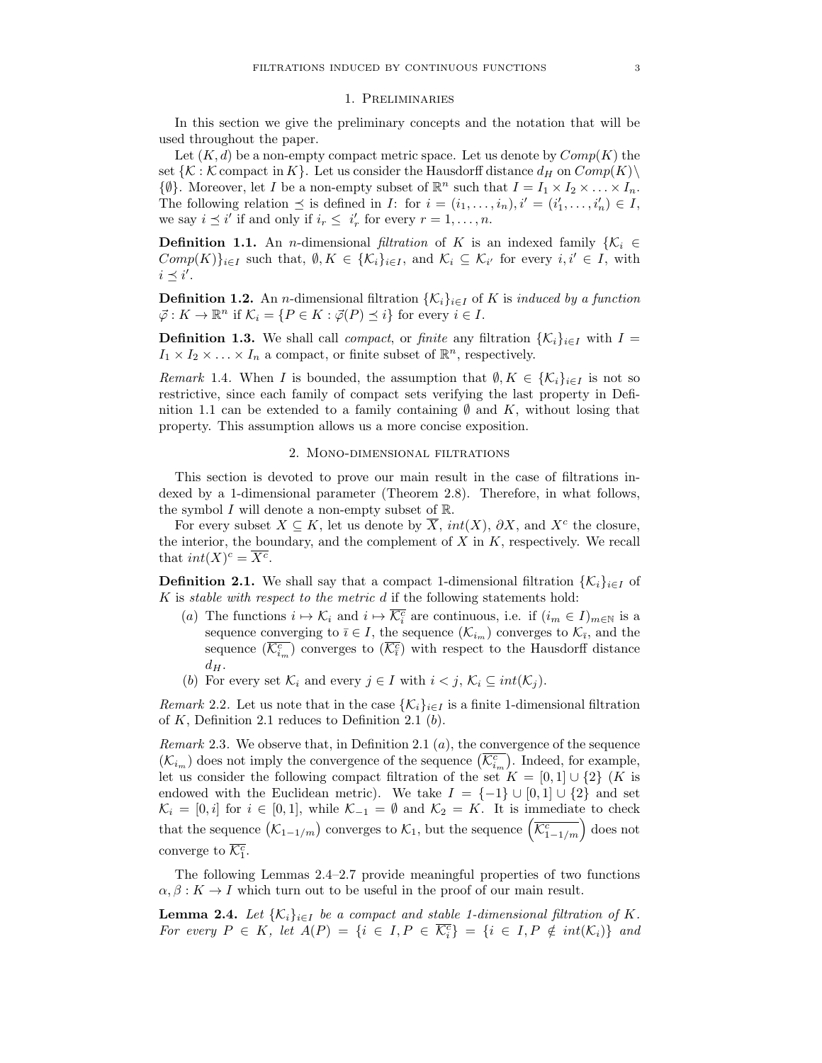## 1. Preliminaries

In this section we give the preliminary concepts and the notation that will be used throughout the paper.

Let $(K,d)$ be a non-empty compact metric space. Let us denote by $Comp(K)$ the set $\{\mathcal{K} : \mathcal{K} \text{ compact in } K\}$. Let us consider the Hausdorff distance $d_H$ on $Comp(K)\setminus\{\emptyset\}$. Moreover, let $I$ be a non-empty subset of $\mathbb{R}^n$ such that $I = I_1 \times I_2 \times \ldots \times I_n$. The following relation $\preceq$ is defined in $I$: for $i = (i_1,\ldots,i_n), i' = (i'_1,\ldots,i'_n) \in I$, we say $i \preceq i'$ if and only if $i_r \leq i'_r$ for every $r = 1,\ldots,n$.

**Definition 1.1.** An $n$-dimensional *filtration* of $K$ is an indexed family $\{\mathcal{K}_i \in Comp(K)\}_{i\in I}$ such that, $\emptyset, K \in \{\mathcal{K}_i\}_{i\in I}$, and $\mathcal{K}_i \subseteq \mathcal{K}_{i'}$ for every $i, i' \in I$, with $i \preceq i'$.

**Definition 1.2.** An $n$-dimensional filtration $\{\mathcal{K}_i\}_{i\in I}$ of $K$ is *induced by a function* $\vec{\varphi} : K \to \mathbb{R}^n$ if $\mathcal{K}_i = \{P \in K : \vec{\varphi}(P) \preceq i\}$ for every $i \in I$.

**Definition 1.3.** We shall call *compact*, or *finite* any filtration $\{\mathcal{K}_i\}_{i\in I}$ with $I = I_1 \times I_2 \times \ldots \times I_n$ a compact, or finite subset of $\mathbb{R}^n$, respectively.

*Remark* 1.4. When $I$ is bounded, the assumption that $\emptyset, K \in \{\mathcal{K}_i\}_{i\in I}$ is not so restrictive, since each family of compact sets verifying the last property in Definition 1.1 can be extended to a family containing $\emptyset$ and $K$, without losing that property. This assumption allows us a more concise exposition.

## 2. Mono-dimensional filtrations

This section is devoted to prove our main result in the case of filtrations indexed by a 1-dimensional parameter (Theorem 2.8). Therefore, in what follows, the symbol $I$ will denote a non-empty subset of $\mathbb{R}$.

For every subset $X \subseteq K$, let us denote by $\overline{X}$, $int(X)$, $\partial X$, and $X^c$ the closure, the interior, the boundary, and the complement of $X$ in $K$, respectively. We recall that $int(X)^c = \overline{X^c}$.

**Definition 2.1.** We shall say that a compact 1-dimensional filtration $\{\mathcal{K}_i\}_{i\in I}$ of $K$ is *stable with respect to the metric* $d$ if the following statements hold:

- $(a)$ The functions $i \mapsto \mathcal{K}_i$ and $i \mapsto \overline{\mathcal{K}_i^c}$ are continuous, i.e. if $(i_m \in I)_{m\in\mathbb{N}}$ is a sequence converging to $\bar{\imath} \in I$, the sequence $(\mathcal{K}_{i_m})$ converges to $\mathcal{K}_{\bar{\imath}}$, and the sequence $(\overline{\mathcal{K}_{i_m}^c})$ converges to $(\overline{\mathcal{K}_{\bar{\imath}}^c})$ with respect to the Hausdorff distance $d_H$.
- $(b)$ For every set $\mathcal{K}_i$ and every $j \in I$ with $i < j$, $\mathcal{K}_i \subseteq int(\mathcal{K}_j)$.

*Remark* 2.2. Let us note that in the case $\{\mathcal{K}_i\}_{i\in I}$ is a finite 1-dimensional filtration of $K$, Definition 2.1 reduces to Definition 2.1 $(b)$.

*Remark* 2.3. We observe that, in Definition 2.1 $(a)$, the convergence of the sequence $(\mathcal{K}_{i_m})$ does not imply the convergence of the sequence $\left(\overline{\mathcal{K}_{i_m}^c}\right)$. Indeed, for example, let us consider the following compact filtration of the set $K = [0,1] \cup \{2\}$ ($K$ is endowed with the Euclidean metric). We take $I = \{-1\} \cup [0,1] \cup \{2\}$ and set $\mathcal{K}_i = [0,i]$ for $i \in [0,1]$, while $\mathcal{K}_{-1} = \emptyset$ and $\mathcal{K}_2 = K$. It is immediate to check that the sequence $\left(\mathcal{K}_{1-1/m}\right)$ converges to $\mathcal{K}_1$, but the sequence $\left(\overline{\mathcal{K}_{1-1/m}^c}\right)$ does not converge to $\overline{\mathcal{K}_1^c}$.

The following Lemmas 2.4–2.7 provide meaningful properties of two functions $\alpha, \beta : K \to I$ which turn out to be useful in the proof of our main result.

**Lemma 2.4.** *Let $\{\mathcal{K}_i\}_{i\in I}$ be a compact and stable 1-dimensional filtration of $K$. For every $P \in K$, let $A(P) = \{i \in I, P \in \overline{\mathcal{K}_i^c}\} = \{i \in I, P \notin int(\mathcal{K}_i)\}$ and*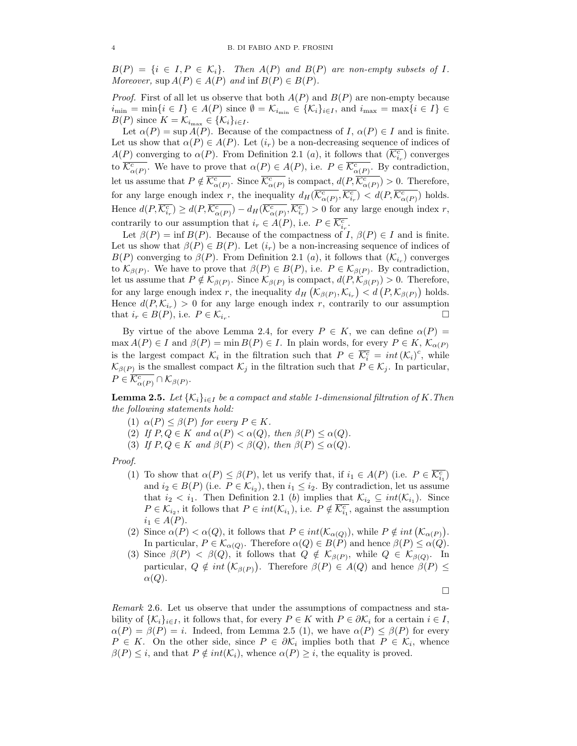$B(P) = \{i \in I, P \in \mathcal{K}_i\}$. *Then $A(P)$ and $B(P)$ are non-empty subsets of $I$. Moreover,* $\sup A(P) \in A(P)$ *and* $\inf B(P) \in B(P)$.

*Proof.* First of all let us observe that both $A(P)$ and $B(P)$ are non-empty because $i_{\min} = \min\{i \in I\} \in A(P)$ since $\emptyset = \mathcal{K}_{i_{\min}} \in \{\mathcal{K}_i\}_{i\in I}$, and $i_{\max} = \max\{i \in I\} \in B(P)$ since $K = \mathcal{K}_{i_{\max}} \in \{\mathcal{K}_i\}_{i\in I}$.

Let $\alpha(P) = \sup A(P)$. Because of the compactness of $I$, $\alpha(P) \in I$ and is finite. Let us show that $\alpha(P) \in A(P)$. Let $(i_r)$ be a non-decreasing sequence of indices of $A(P)$ converging to $\alpha(P)$. From Definition 2.1 (*a*), it follows that $(\overline{\mathcal{K}^c_{i_r}})$ converges to $\overline{\mathcal{K}^c_{\alpha(P)}}$. We have to prove that $\alpha(P) \in A(P)$, i.e. $P \in \overline{\mathcal{K}^c_{\alpha(P)}}$. By contradiction, let us assume that $P \notin \overline{\mathcal{K}^c_{\alpha(P)}}$. Since $\overline{\mathcal{K}^c_{\alpha(P)}}$ is compact, $d(P, \overline{\mathcal{K}^c_{\alpha(P)}}) > 0$. Therefore, for any large enough index $r$, the inequality $d_H(\overline{\mathcal{K}^c_{\alpha(P)}}, \overline{\mathcal{K}^c_{i_r}}) < d(P, \overline{\mathcal{K}^c_{\alpha(P)}})$ holds. Hence $d(P, \overline{\mathcal{K}^c_{i_r}}) \geq d(P, \overline{\mathcal{K}^c_{\alpha(P)}}) - d_H(\overline{\mathcal{K}^c_{\alpha(P)}}, \overline{\mathcal{K}^c_{i_r}}) > 0$ for any large enough index $r$, contrarily to our assumption that $i_r \in A(P)$, i.e. $P \in \overline{\mathcal{K}^c_{i_r}}$.

Let $\beta(P) = \inf B(P)$. Because of the compactness of $I$, $\beta(P) \in I$ and is finite. Let us show that $\beta(P) \in B(P)$. Let $(i_r)$ be a non-increasing sequence of indices of $B(P)$ converging to $\beta(P)$. From Definition 2.1 (*a*), it follows that $(\mathcal{K}_{i_r})$ converges to $\mathcal{K}_{\beta(P)}$. We have to prove that $\beta(P) \in B(P)$, i.e. $P \in \mathcal{K}_{\beta(P)}$. By contradiction, let us assume that $P \notin \mathcal{K}_{\beta(P)}$. Since $\mathcal{K}_{\beta(P)}$ is compact, $d(P, \mathcal{K}_{\beta(P)}) > 0$. Therefore, for any large enough index $r$, the inequality $d_H\left(\mathcal{K}_{\beta(P)}, \mathcal{K}_{i_r}\right) < d\left(P, \mathcal{K}_{\beta(P)}\right)$ holds. Hence $d(P, \mathcal{K}_{i_r}) > 0$ for any large enough index $r$, contrarily to our assumption that $i_r \in B(P)$, i.e. $P \in \mathcal{K}_{i_r}$. □

By virtue of the above Lemma 2.4, for every $P \in K$, we can define $\alpha(P) = \max A(P) \in I$ and $\beta(P) = \min B(P) \in I$. In plain words, for every $P \in K$, $\mathcal{K}_{\alpha(P)}$ is the largest compact $\mathcal{K}_i$ in the filtration such that $P \in \overline{\mathcal{K}^c_i} = int\,(\mathcal{K}_i)^c$, while $\mathcal{K}_{\beta(P)}$ is the smallest compact $\mathcal{K}_j$ in the filtration such that $P \in \mathcal{K}_j$. In particular, $P \in \overline{\mathcal{K}^c_{\alpha(P)}} \cap \mathcal{K}_{\beta(P)}$.

**Lemma 2.5.** *Let $\{\mathcal{K}_i\}_{i\in I}$ be a compact and stable 1-dimensional filtration of $K$. Then the following statements hold:*

1. $\alpha(P) \leq \beta(P)$ *for every* $P \in K$.
2. *If $P, Q \in K$ and $\alpha(P) < \alpha(Q)$, then $\beta(P) \leq \alpha(Q)$.*
3. *If $P, Q \in K$ and $\beta(P) < \beta(Q)$, then $\beta(P) \leq \alpha(Q)$.*

*Proof.*

1. To show that $\alpha(P) \leq \beta(P)$, let us verify that, if $i_1 \in A(P)$ (i.e. $P \in \overline{\mathcal{K}^c_{i_1}}$) and $i_2 \in B(P)$ (i.e. $P \in \mathcal{K}_{i_2}$), then $i_1 \leq i_2$. By contradiction, let us assume that $i_2 < i_1$. Then Definition 2.1 (*b*) implies that $\mathcal{K}_{i_2} \subseteq int(\mathcal{K}_{i_1})$. Since $P \in \mathcal{K}_{i_2}$, it follows that $P \in int(\mathcal{K}_{i_1})$, i.e. $P \notin \overline{\mathcal{K}^c_{i_1}}$, against the assumption $i_1 \in A(P)$.
2. Since $\alpha(P) < \alpha(Q)$, it follows that $P \in int(\mathcal{K}_{\alpha(Q)})$, while $P \notin int\left(\mathcal{K}_{\alpha(P)}\right)$. In particular, $P \in \mathcal{K}_{\alpha(Q)}$. Therefore $\alpha(Q) \in B(P)$ and hence $\beta(P) \leq \alpha(Q)$.
3. Since $\beta(P) < \beta(Q)$, it follows that $Q \notin \mathcal{K}_{\beta(P)}$, while $Q \in \mathcal{K}_{\beta(Q)}$. In particular, $Q \notin int\left(\mathcal{K}_{\beta(P)}\right)$. Therefore $\beta(P) \in A(Q)$ and hence $\beta(P) \leq \alpha(Q)$.

□

*Remark* 2.6. Let us observe that under the assumptions of compactness and stability of $\{\mathcal{K}_i\}_{i\in I}$, it follows that, for every $P \in K$ with $P \in \partial\mathcal{K}_i$ for a certain $i \in I$, $\alpha(P) = \beta(P) = i$. Indeed, from Lemma 2.5 (1), we have $\alpha(P) \leq \beta(P)$ for every $P \in K$. On the other side, since $P \in \partial\mathcal{K}_i$ implies both that $P \in \mathcal{K}_i$, whence $\beta(P) \leq i$, and that $P \notin int(\mathcal{K}_i)$, whence $\alpha(P) \geq i$, the equality is proved.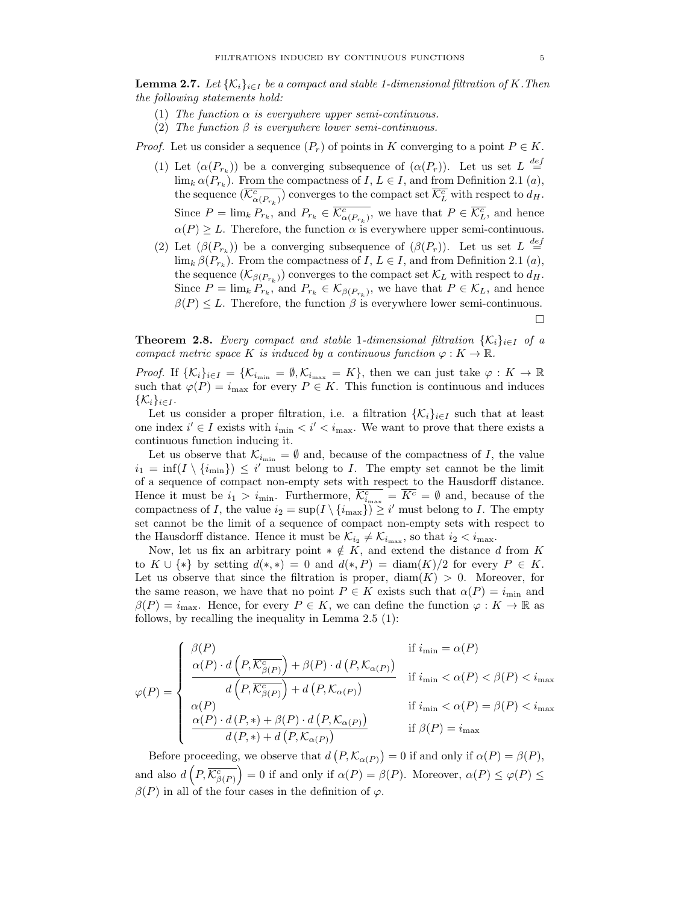**Lemma 2.7.** *Let $\{\mathcal{K}_i\}_{i\in I}$ be a compact and stable 1-dimensional filtration of $K$. Then the following statements hold:*

1. *The function $\alpha$ is everywhere upper semi-continuous.*
2. *The function $\beta$ is everywhere lower semi-continuous.*

*Proof.* Let us consider a sequence $(P_r)$ of points in $K$ converging to a point $P \in K$.

1. Let $(\alpha(P_{r_k}))$ be a converging subsequence of $(\alpha(P_r))$. Let us set $L \stackrel{def}{=} \lim_k \alpha(P_{r_k})$. From the compactness of $I$, $L \in I$, and from Definition 2.1 $(a)$, the sequence $(\overline{\mathcal{K}^c_{\alpha(P_{r_k})}})$ converges to the compact set $\overline{\mathcal{K}^c_L}$ with respect to $d_H$. Since $P = \lim_k P_{r_k}$, and $P_{r_k} \in \overline{\mathcal{K}^c_{\alpha(P_{r_k})}}$, we have that $P \in \overline{\mathcal{K}^c_L}$, and hence $\alpha(P) \geq L$. Therefore, the function $\alpha$ is everywhere upper semi-continuous.
2. Let $(\beta(P_{r_k}))$ be a converging subsequence of $(\beta(P_r))$. Let us set $L \stackrel{def}{=} \lim_k \beta(P_{r_k})$. From the compactness of $I$, $L \in I$, and from Definition 2.1 $(a)$, the sequence $(\mathcal{K}_{\beta(P_{r_k})})$ converges to the compact set $\mathcal{K}_L$ with respect to $d_H$. Since $P = \lim_k P_{r_k}$, and $P_{r_k} \in \mathcal{K}_{\beta(P_{r_k})}$, we have that $P \in \mathcal{K}_L$, and hence $\beta(P) \leq L$. Therefore, the function $\beta$ is everywhere lower semi-continuous.

□

**Theorem 2.8.** *Every compact and stable 1-dimensional filtration $\{\mathcal{K}_i\}_{i\in I}$ of a compact metric space $K$ is induced by a continuous function $\varphi : K \to \mathbb{R}$.*

*Proof.* If $\{\mathcal{K}_i\}_{i\in I} = \{\mathcal{K}_{i_{\min}} = \emptyset, \mathcal{K}_{i_{\max}} = K\}$, then we can just take $\varphi : K \to \mathbb{R}$ such that $\varphi(P) = i_{\max}$ for every $P \in K$. This function is continuous and induces $\{\mathcal{K}_i\}_{i\in I}$.

Let us consider a proper filtration, i.e. a filtration $\{\mathcal{K}_i\}_{i\in I}$ such that at least one index $i' \in I$ exists with $i_{\min} < i' < i_{\max}$. We want to prove that there exists a continuous function inducing it.

Let us observe that $\mathcal{K}_{i_{\min}} = \emptyset$ and, because of the compactness of $I$, the value $i_1 = \inf(I \setminus \{i_{\min}\}) \leq i'$ must belong to $I$. The empty set cannot be the limit of a sequence of compact non-empty sets with respect to the Hausdorff distance. Hence it must be $i_1 > i_{\min}$. Furthermore, $\overline{\mathcal{K}^c_{i_{\max}}} = \overline{K^c} = \emptyset$ and, because of the compactness of $I$, the value $i_2 = \sup(I \setminus \{i_{\max}\}) \geq i'$ must belong to $I$. The empty set cannot be the limit of a sequence of compact non-empty sets with respect to the Hausdorff distance. Hence it must be $\mathcal{K}_{i_2} \neq \mathcal{K}_{i_{\max}}$, so that $i_2 < i_{\max}$.

Now, let us fix an arbitrary point $* \notin K$, and extend the distance $d$ from $K$ to $K \cup \{*\}$ by setting $d(*,*) = 0$ and $d(*,P) = \mathrm{diam}(K)/2$ for every $P \in K$. Let us observe that since the filtration is proper, $\mathrm{diam}(K) > 0$. Moreover, for the same reason, we have that no point $P \in K$ exists such that $\alpha(P) = i_{\min}$ and $\beta(P) = i_{\max}$. Hence, for every $P \in K$, we can define the function $\varphi : K \to \mathbb{R}$ as follows, by recalling the inequality in Lemma 2.5 (1):

$$
\varphi(P) = \begin{cases}
\beta(P) & \text{if } i_{\min} = \alpha(P) \\[2mm]
\dfrac{\alpha(P) \cdot d\left(P, \overline{\mathcal{K}^c_{\beta(P)}}\right) + \beta(P) \cdot d\left(P, \mathcal{K}_{\alpha(P)}\right)}{d\left(P, \overline{\mathcal{K}^c_{\beta(P)}}\right) + d\left(P, \mathcal{K}_{\alpha(P)}\right)} & \text{if } i_{\min} < \alpha(P) < \beta(P) < i_{\max} \\[2mm]
\alpha(P) & \text{if } i_{\min} < \alpha(P) = \beta(P) < i_{\max} \\[2mm]
\dfrac{\alpha(P) \cdot d\left(P, *\right) + \beta(P) \cdot d\left(P, \mathcal{K}_{\alpha(P)}\right)}{d\left(P, *\right) + d\left(P, \mathcal{K}_{\alpha(P)}\right)} & \text{if } \beta(P) = i_{\max}
\end{cases}
$$

Before proceeding, we observe that $d\left(P, \mathcal{K}_{\alpha(P)}\right) = 0$ if and only if $\alpha(P) = \beta(P)$, and also $d\left(P, \overline{\mathcal{K}^c_{\beta(P)}}\right) = 0$ if and only if $\alpha(P) = \beta(P)$. Moreover, $\alpha(P) \leq \varphi(P) \leq \beta(P)$ in all of the four cases in the definition of $\varphi$.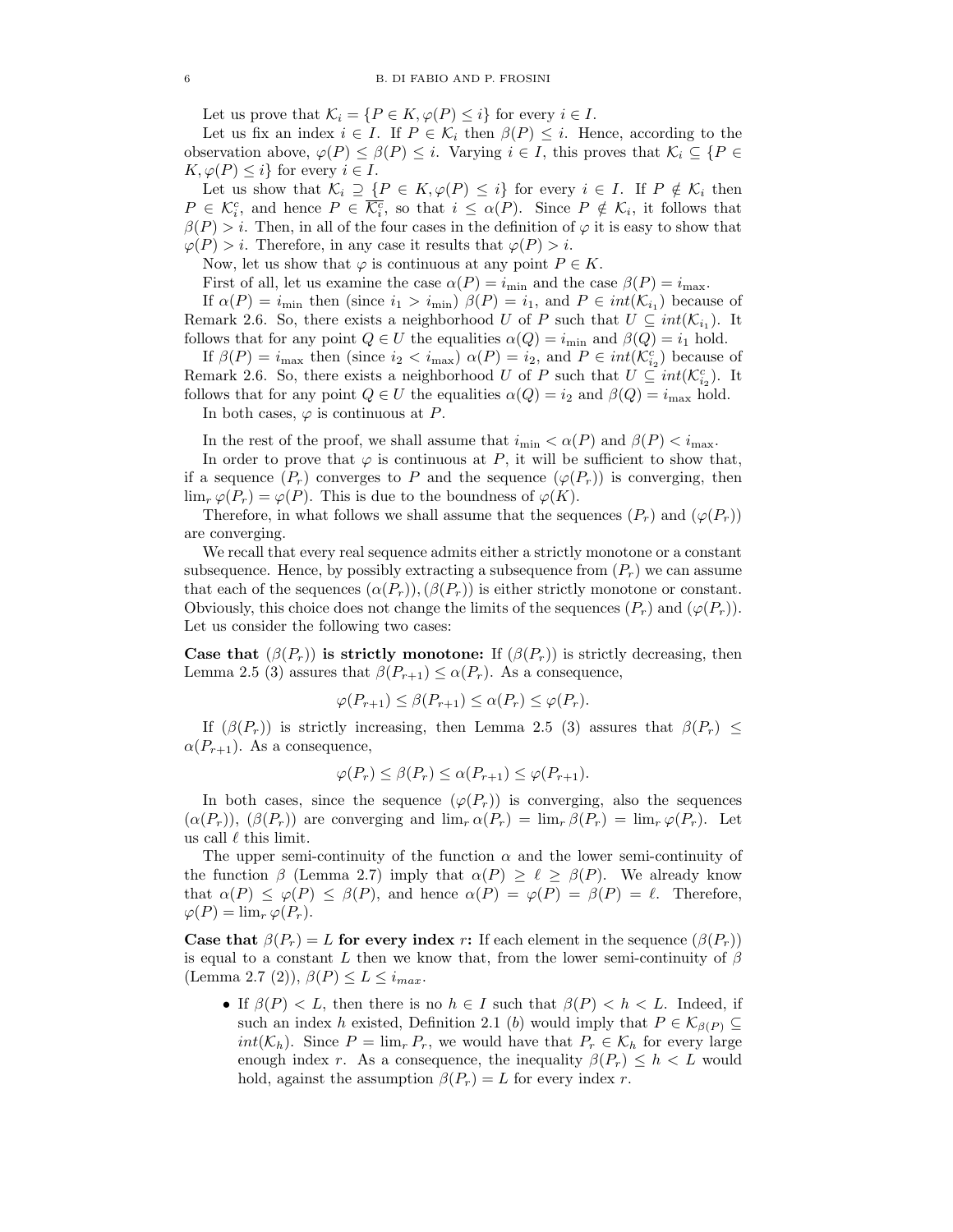Let us prove that $\mathcal{K}_i = \{P \in K, \varphi(P) \le i\}$ for every $i \in I$.

Let us fix an index $i \in I$. If $P \in \mathcal{K}_i$ then $\beta(P) \le i$. Hence, according to the observation above, $\varphi(P) \le \beta(P) \le i$. Varying $i \in I$, this proves that $\mathcal{K}_i \subseteq \{P \in K, \varphi(P) \le i\}$ for every $i \in I$.

Let us show that $\mathcal{K}_i \supseteq \{P \in K, \varphi(P) \le i\}$ for every $i \in I$. If $P \notin \mathcal{K}_i$ then $P \in \mathcal{K}_i^c$, and hence $P \in \overline{\mathcal{K}_i^c}$, so that $i \le \alpha(P)$. Since $P \notin \mathcal{K}_i$, it follows that $\beta(P) > i$. Then, in all of the four cases in the definition of $\varphi$ it is easy to show that $\varphi(P) > i$. Therefore, in any case it results that $\varphi(P) > i$.

Now, let us show that $\varphi$ is continuous at any point $P \in K$.

First of all, let us examine the case $\alpha(P) = i_{\min}$ and the case $\beta(P) = i_{\max}$.

If $\alpha(P) = i_{\min}$ then (since $i_1 > i_{\min}$) $\beta(P) = i_1$, and $P \in int(\mathcal{K}_{i_1})$ because of Remark 2.6. So, there exists a neighborhood $U$ of $P$ such that $U \subseteq int(\mathcal{K}_{i_1})$. It follows that for any point $Q \in U$ the equalities $\alpha(Q) = i_{\min}$ and $\beta(Q) = i_1$ hold.

If $\beta(P) = i_{\max}$ then (since $i_2 < i_{\max}$) $\alpha(P) = i_2$, and $P \in int(\mathcal{K}_{i_2}^c)$ because of Remark 2.6. So, there exists a neighborhood $U$ of $P$ such that $U \subseteq int(\mathcal{K}_{i_2}^c)$. It follows that for any point $Q \in U$ the equalities $\alpha(Q) = i_2$ and $\beta(Q) = i_{\max}$ hold.

In both cases, $\varphi$ is continuous at $P$.

In the rest of the proof, we shall assume that $i_{\min} < \alpha(P)$ and $\beta(P) < i_{\max}$.

In order to prove that $\varphi$ is continuous at $P$, it will be sufficient to show that, if a sequence $(P_r)$ converges to $P$ and the sequence $(\varphi(P_r))$ is converging, then $\lim_r \varphi(P_r) = \varphi(P)$. This is due to the boundness of $\varphi(K)$.

Therefore, in what follows we shall assume that the sequences $(P_r)$ and $(\varphi(P_r))$ are converging.

We recall that every real sequence admits either a strictly monotone or a constant subsequence. Hence, by possibly extracting a subsequence from $(P_r)$ we can assume that each of the sequences $(\alpha(P_r)), (\beta(P_r))$ is either strictly monotone or constant. Obviously, this choice does not change the limits of the sequences $(P_r)$ and $(\varphi(P_r))$. Let us consider the following two cases:

**Case that $(\beta(P_r))$ is strictly monotone:** If $(\beta(P_r))$ is strictly decreasing, then Lemma 2.5 (3) assures that $\beta(P_{r+1}) \le \alpha(P_r)$. As a consequence,

$$\varphi(P_{r+1}) \le \beta(P_{r+1}) \le \alpha(P_r) \le \varphi(P_r).$$

If $(\beta(P_r))$ is strictly increasing, then Lemma 2.5 (3) assures that $\beta(P_r) \le \alpha(P_{r+1})$. As a consequence,

$$\varphi(P_r) \le \beta(P_r) \le \alpha(P_{r+1}) \le \varphi(P_{r+1}).$$

In both cases, since the sequence $(\varphi(P_r))$ is converging, also the sequences $(\alpha(P_r))$, $(\beta(P_r))$ are converging and $\lim_r \alpha(P_r) = \lim_r \beta(P_r) = \lim_r \varphi(P_r)$. Let us call $\ell$ this limit.

The upper semi-continuity of the function $\alpha$ and the lower semi-continuity of the function $\beta$ (Lemma 2.7) imply that $\alpha(P) \ge \ell \ge \beta(P)$. We already know that $\alpha(P) \le \varphi(P) \le \beta(P)$, and hence $\alpha(P) = \varphi(P) = \beta(P) = \ell$. Therefore, $\varphi(P) = \lim_r \varphi(P_r)$.

**Case that $\beta(P_r) = L$ for every index $r$:** If each element in the sequence $(\beta(P_r))$ is equal to a constant $L$ then we know that, from the lower semi-continuity of $\beta$ (Lemma 2.7 (2)), $\beta(P) \le L \le i_{max}$.

- If $\beta(P) < L$, then there is no $h \in I$ such that $\beta(P) < h < L$. Indeed, if such an index $h$ existed, Definition 2.1 ($b$) would imply that $P \in \mathcal{K}_{\beta(P)} \subseteq int(\mathcal{K}_h)$. Since $P = \lim_r P_r$, we would have that $P_r \in \mathcal{K}_h$ for every large enough index $r$. As a consequence, the inequality $\beta(P_r) \le h < L$ would hold, against the assumption $\beta(P_r) = L$ for every index $r$.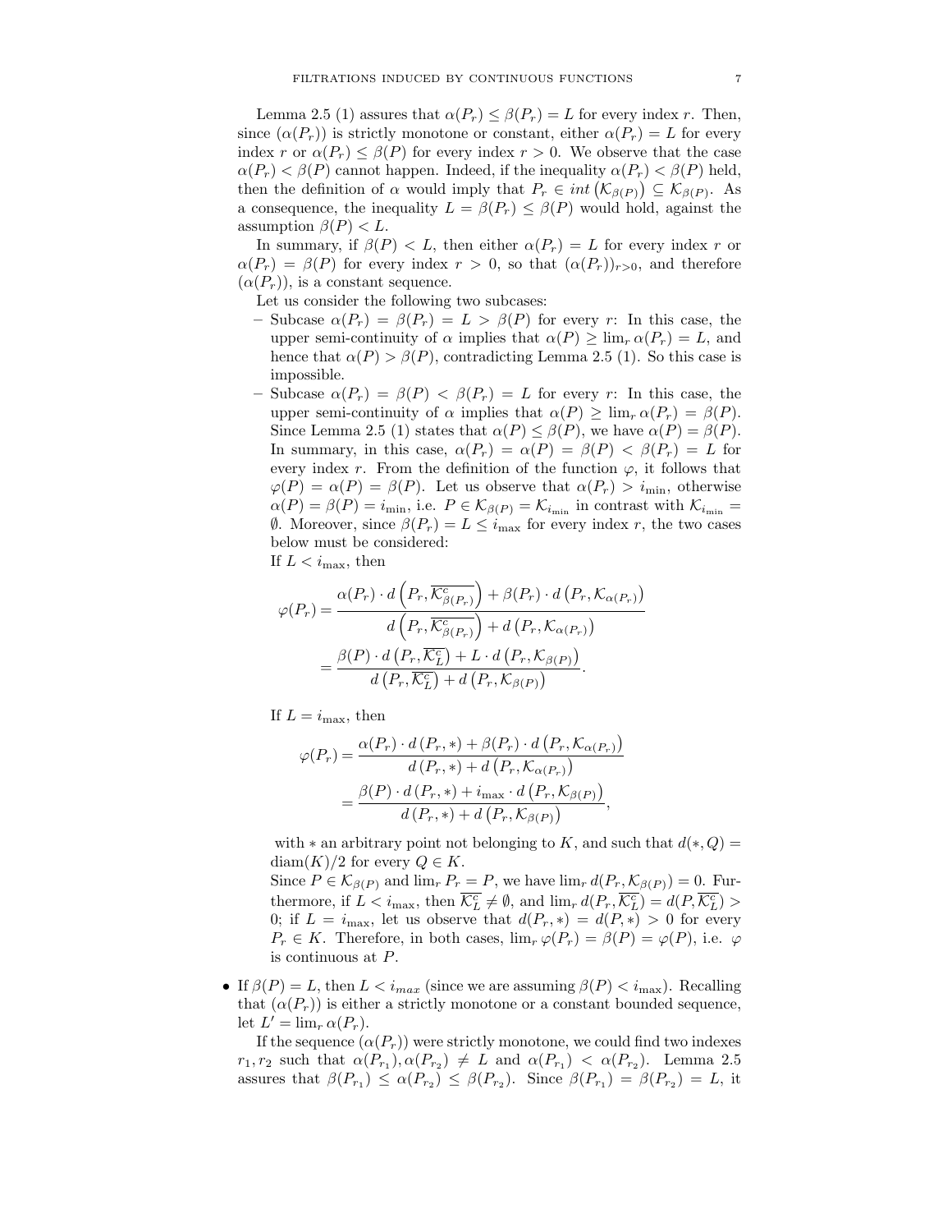Lemma 2.5 (1) assures that $\alpha(P_r) \leq \beta(P_r) = L$ for every index $r$. Then, since $(\alpha(P_r))$ is strictly monotone or constant, either $\alpha(P_r) = L$ for every index $r$ or $\alpha(P_r) \leq \beta(P)$ for every index $r > 0$. We observe that the case $\alpha(P_r) < \beta(P)$ cannot happen. Indeed, if the inequality $\alpha(P_r) < \beta(P)$ held, then the definition of $\alpha$ would imply that $P_r \in int\left(\mathcal{K}_{\beta(P)}\right) \subseteq \mathcal{K}_{\beta(P)}$. As a consequence, the inequality $L = \beta(P_r) \leq \beta(P)$ would hold, against the assumption $\beta(P) < L$.

In summary, if $\beta(P) < L$, then either $\alpha(P_r) = L$ for every index $r$ or $\alpha(P_r) = \beta(P)$ for every index $r > 0$, so that $(\alpha(P_r))_{r>0}$, and therefore $(\alpha(P_r))$, is a constant sequence.

Let us consider the following two subcases:

- Subcase $\alpha(P_r) = \beta(P_r) = L > \beta(P)$ for every $r$: In this case, the upper semi-continuity of $\alpha$ implies that $\alpha(P) \geq \lim_r \alpha(P_r) = L$, and hence that $\alpha(P) > \beta(P)$, contradicting Lemma 2.5 (1). So this case is impossible.
- Subcase $\alpha(P_r) = \beta(P) < \beta(P_r) = L$ for every $r$: In this case, the upper semi-continuity of $\alpha$ implies that $\alpha(P) \geq \lim_r \alpha(P_r) = \beta(P)$. Since Lemma 2.5 (1) states that $\alpha(P) \leq \beta(P)$, we have $\alpha(P) = \beta(P)$. In summary, in this case, $\alpha(P_r) = \alpha(P) = \beta(P) < \beta(P_r) = L$ for every index $r$. From the definition of the function $\varphi$, it follows that $\varphi(P) = \alpha(P) = \beta(P)$. Let us observe that $\alpha(P_r) > i_{\min}$, otherwise $\alpha(P) = \beta(P) = i_{\min}$, i.e. $P \in \mathcal{K}_{\beta(P)} = \mathcal{K}_{i_{\min}}$ in contrast with $\mathcal{K}_{i_{\min}} = \emptyset$. Moreover, since $\beta(P_r) = L \leq i_{\max}$ for every index $r$, the two cases below must be considered:

  If $L < i_{\max}$, then

  $$\begin{aligned}\varphi(P_r) &= \frac{\alpha(P_r) \cdot d\left(P_r, \overline{\mathcal{K}^c_{\beta(P_r)}}\right) + \beta(P_r) \cdot d\left(P_r, \mathcal{K}_{\alpha(P_r)}\right)}{d\left(P_r, \overline{\mathcal{K}^c_{\beta(P_r)}}\right) + d\left(P_r, \mathcal{K}_{\alpha(P_r)}\right)} \\ &= \frac{\beta(P) \cdot d\left(P_r, \overline{\mathcal{K}^c_L}\right) + L \cdot d\left(P_r, \mathcal{K}_{\beta(P)}\right)}{d\left(P_r, \overline{\mathcal{K}^c_L}\right) + d\left(P_r, \mathcal{K}_{\beta(P)}\right)}.\end{aligned}$$

  If $L = i_{\max}$, then

  $$\begin{aligned}\varphi(P_r) &= \frac{\alpha(P_r) \cdot d\left(P_r, *\right) + \beta(P_r) \cdot d\left(P_r, \mathcal{K}_{\alpha(P_r)}\right)}{d\left(P_r, *\right) + d\left(P_r, \mathcal{K}_{\alpha(P_r)}\right)} \\ &= \frac{\beta(P) \cdot d\left(P_r, *\right) + i_{\max} \cdot d\left(P_r, \mathcal{K}_{\beta(P)}\right)}{d\left(P_r, *\right) + d\left(P_r, \mathcal{K}_{\beta(P)}\right)},\end{aligned}$$

  with $*$ an arbitrary point not belonging to $K$, and such that $d(*, Q) = \operatorname{diam}(K)/2$ for every $Q \in K$.

  Since $P \in \mathcal{K}_{\beta(P)}$ and $\lim_r P_r = P$, we have $\lim_r d(P_r, \mathcal{K}_{\beta(P)}) = 0$. Furthermore, if $L < i_{\max}$, then $\overline{\mathcal{K}^c_L} \neq \emptyset$, and $\lim_r d(P_r, \overline{\mathcal{K}^c_L}) = d(P, \overline{\mathcal{K}^c_L}) > 0$; if $L = i_{\max}$, let us observe that $d(P_r, *) = d(P, *) > 0$ for every $P_r \in K$. Therefore, in both cases, $\lim_r \varphi(P_r) = \beta(P) = \varphi(P)$, i.e. $\varphi$ is continuous at $P$.

- If $\beta(P) = L$, then $L < i_{max}$ (since we are assuming $\beta(P) < i_{\max}$). Recalling that $(\alpha(P_r))$ is either a strictly monotone or a constant bounded sequence, let $L' = \lim_r \alpha(P_r)$.

  If the sequence $(\alpha(P_r))$ were strictly monotone, we could find two indexes $r_1, r_2$ such that $\alpha(P_{r_1}), \alpha(P_{r_2}) \neq L$ and $\alpha(P_{r_1}) < \alpha(P_{r_2})$. Lemma 2.5 assures that $\beta(P_{r_1}) \leq \alpha(P_{r_2}) \leq \beta(P_{r_2})$. Since $\beta(P_{r_1}) = \beta(P_{r_2}) = L$, it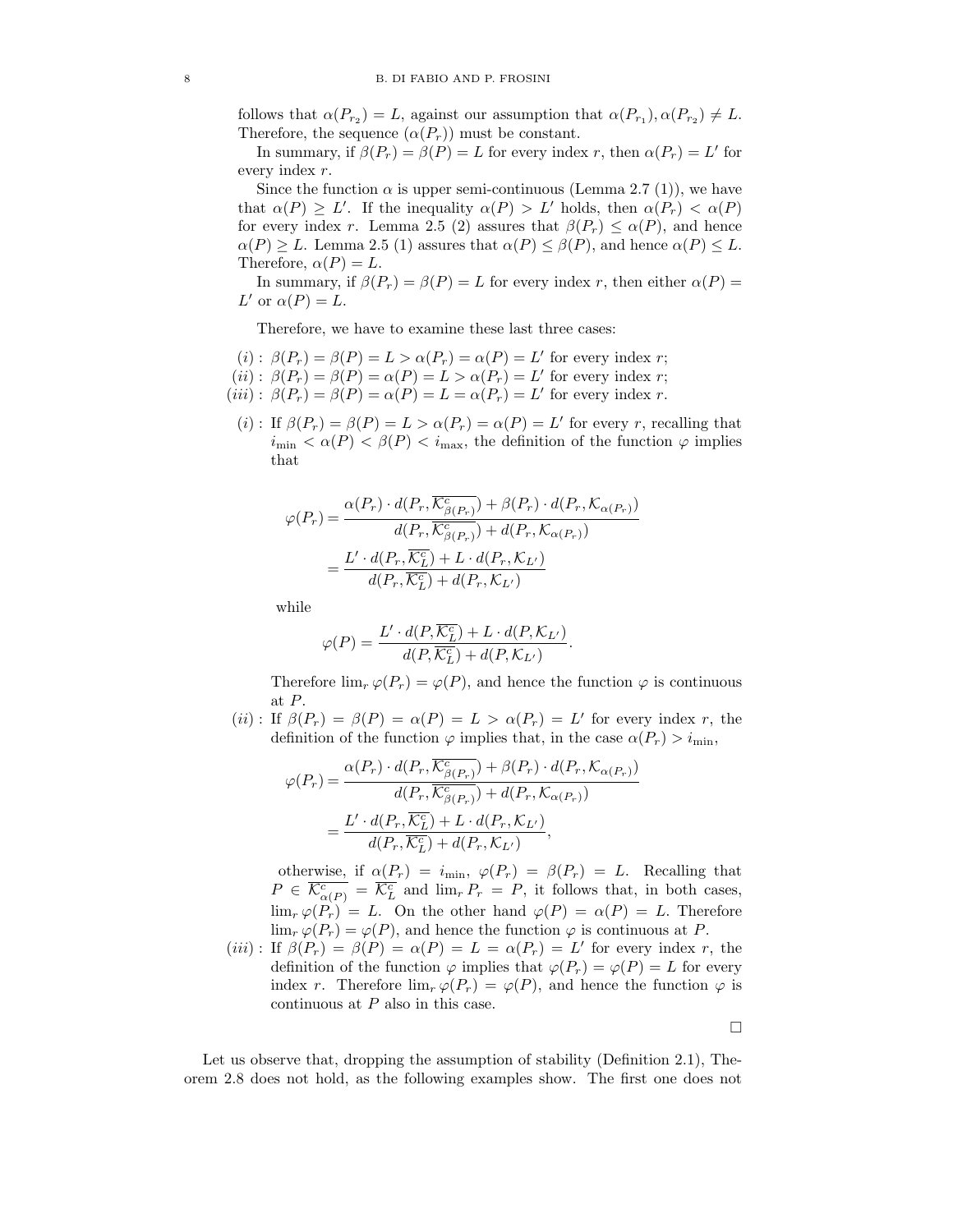follows that $\alpha(P_{r_2}) = L$, against our assumption that $\alpha(P_{r_1}), \alpha(P_{r_2}) \neq L$. Therefore, the sequence $(\alpha(P_r))$ must be constant.

In summary, if $\beta(P_r) = \beta(P) = L$ for every index $r$, then $\alpha(P_r) = L'$ for every index $r$.

Since the function $\alpha$ is upper semi-continuous (Lemma 2.7 (1)), we have that $\alpha(P) \geq L'$. If the inequality $\alpha(P) > L'$ holds, then $\alpha(P_r) < \alpha(P)$ for every index $r$. Lemma 2.5 (2) assures that $\beta(P_r) \leq \alpha(P)$, and hence $\alpha(P) \geq L$. Lemma 2.5 (1) assures that $\alpha(P) \leq \beta(P)$, and hence $\alpha(P) \leq L$. Therefore, $\alpha(P) = L$.

In summary, if $\beta(P_r) = \beta(P) = L$ for every index $r$, then either $\alpha(P) = L'$ or $\alpha(P) = L$.

Therefore, we have to examine these last three cases:

$(i)$ : $\beta(P_r) = \beta(P) = L > \alpha(P_r) = \alpha(P) = L'$ for every index $r$;
$(ii)$ : $\beta(P_r) = \beta(P) = \alpha(P) = L > \alpha(P_r) = L'$ for every index $r$;
$(iii)$ : $\beta(P_r) = \beta(P) = \alpha(P) = L = \alpha(P_r) = L'$ for every index $r$.

$(i)$ : If $\beta(P_r) = \beta(P) = L > \alpha(P_r) = \alpha(P) = L'$ for every $r$, recalling that $i_{\min} < \alpha(P) < \beta(P) < i_{\max}$, the definition of the function $\varphi$ implies that

$$\varphi(P_r) = \frac{\alpha(P_r) \cdot d(P_r, \overline{\mathcal{K}^c_{\beta(P_r)}}) + \beta(P_r) \cdot d(P_r, \mathcal{K}_{\alpha(P_r)})}{d(P_r, \overline{\mathcal{K}^c_{\beta(P_r)}}) + d(P_r, \mathcal{K}_{\alpha(P_r)})}$$
$$= \frac{L' \cdot d(P_r, \overline{\mathcal{K}^c_L}) + L \cdot d(P_r, \mathcal{K}_{L'})}{d(P_r, \overline{\mathcal{K}^c_L}) + d(P_r, \mathcal{K}_{L'})}$$

while

$$\varphi(P) = \frac{L' \cdot d(P, \overline{\mathcal{K}^c_L}) + L \cdot d(P, \mathcal{K}_{L'})}{d(P, \overline{\mathcal{K}^c_L}) + d(P, \mathcal{K}_{L'})}.$$

Therefore $\lim_r \varphi(P_r) = \varphi(P)$, and hence the function $\varphi$ is continuous at $P$.

$(ii)$ : If $\beta(P_r) = \beta(P) = \alpha(P) = L > \alpha(P_r) = L'$ for every index $r$, the definition of the function $\varphi$ implies that, in the case $\alpha(P_r) > i_{\min}$,

$$\varphi(P_r) = \frac{\alpha(P_r) \cdot d(P_r, \overline{\mathcal{K}^c_{\beta(P_r)}}) + \beta(P_r) \cdot d(P_r, \mathcal{K}_{\alpha(P_r)})}{d(P_r, \overline{\mathcal{K}^c_{\beta(P_r)}}) + d(P_r, \mathcal{K}_{\alpha(P_r)})}$$
$$= \frac{L' \cdot d(P_r, \overline{\mathcal{K}^c_L}) + L \cdot d(P_r, \mathcal{K}_{L'})}{d(P_r, \overline{\mathcal{K}^c_L}) + d(P_r, \mathcal{K}_{L'})},$$

otherwise, if $\alpha(P_r) = i_{\min}$, $\varphi(P_r) = \beta(P_r) = L$. Recalling that $P \in \overline{\mathcal{K}^c_{\alpha(P)}} = \overline{\mathcal{K}^c_L}$ and $\lim_r P_r = P$, it follows that, in both cases, $\lim_r \varphi(P_r) = L$. On the other hand $\varphi(P) = \alpha(P) = L$. Therefore $\lim_r \varphi(P_r) = \varphi(P)$, and hence the function $\varphi$ is continuous at $P$.

$(iii)$ : If $\beta(P_r) = \beta(P) = \alpha(P) = L = \alpha(P_r) = L'$ for every index $r$, the definition of the function $\varphi$ implies that $\varphi(P_r) = \varphi(P) = L$ for every index $r$. Therefore $\lim_r \varphi(P_r) = \varphi(P)$, and hence the function $\varphi$ is continuous at $P$ also in this case.

□

Let us observe that, dropping the assumption of stability (Definition 2.1), Theorem 2.8 does not hold, as the following examples show. The first one does not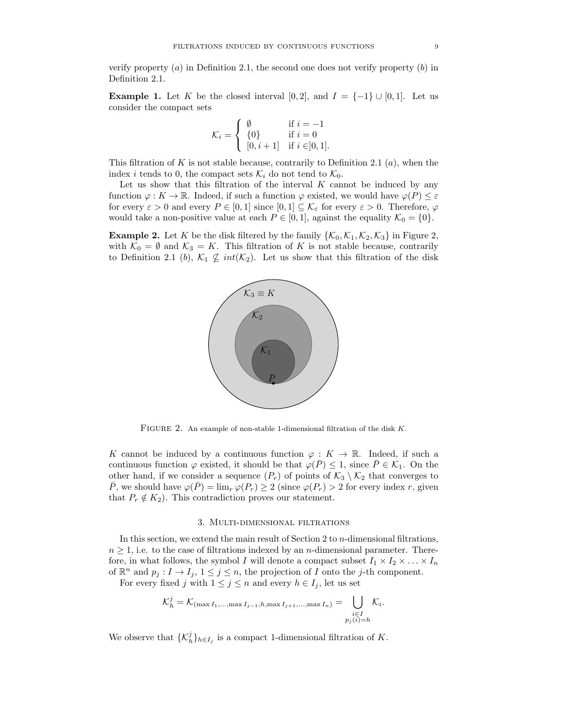verify property $(a)$ in Definition 2.1, the second one does not verify property $(b)$ in Definition 2.1.

**Example 1.** Let $K$ be the closed interval $[0, 2]$, and $I = \{-1\} \cup [0, 1]$. Let us consider the compact sets

$$\mathcal{K}_i = \begin{cases} \emptyset & \text{if } i = -1 \\ \{0\} & \text{if } i = 0 \\ [0, i+1] & \text{if } i \in ]0, 1]. \end{cases}$$

This filtration of $K$ is not stable because, contrarily to Definition 2.1 $(a)$, when the index $i$ tends to 0, the compact sets $\mathcal{K}_i$ do not tend to $\mathcal{K}_0$.

Let us show that this filtration of the interval $K$ cannot be induced by any function $\varphi : K \to \mathbb{R}$. Indeed, if such a function $\varphi$ existed, we would have $\varphi(P) \leq \varepsilon$ for every $\varepsilon > 0$ and every $P \in [0, 1]$ since $[0, 1] \subseteq \mathcal{K}_\varepsilon$ for every $\varepsilon > 0$. Therefore, $\varphi$ would take a non-positive value at each $P \in [0, 1]$, against the equality $\mathcal{K}_0 = \{0\}$.

**Example 2.** Let $K$ be the disk filtered by the family $\{\mathcal{K}_0, \mathcal{K}_1, \mathcal{K}_2, \mathcal{K}_3\}$ in Figure 2, with $\mathcal{K}_0 = \emptyset$ and $\mathcal{K}_3 = K$. This filtration of $K$ is not stable because, contrarily to Definition 2.1 $(b)$, $\mathcal{K}_1 \nsubseteq int(\mathcal{K}_2)$. Let us show that this filtration of the disk

FIGURE 2. An example of non-stable 1-dimensional filtration of the disk $K$.

$K$ cannot be induced by a continuous function $\varphi : K \to \mathbb{R}$. Indeed, if such a continuous function $\varphi$ existed, it should be that $\varphi(\bar{P}) \leq 1$, since $\bar{P} \in \mathcal{K}_1$. On the other hand, if we consider a sequence $(P_r)$ of points of $\mathcal{K}_3 \setminus \mathcal{K}_2$ that converges to $\bar{P}$, we should have $\varphi(\bar{P}) = \lim_r \varphi(P_r) \geq 2$ (since $\varphi(P_r) > 2$ for every index $r$, given that $P_r \notin K_2$). This contradiction proves our statement.

## 3. Multi-dimensional filtrations

In this section, we extend the main result of Section 2 to $n$-dimensional filtrations, $n \geq 1$, i.e. to the case of filtrations indexed by an $n$-dimensional parameter. Therefore, in what follows, the symbol $I$ will denote a compact subset $I_1 \times I_2 \times \ldots \times I_n$ of $\mathbb{R}^n$ and $p_j : I \to I_j$, $1 \leq j \leq n$, the projection of $I$ onto the $j$-th component.

For every fixed $j$ with $1 \leq j \leq n$ and every $h \in I_j$, let us set

$$\mathcal{K}_h^j = \mathcal{K}_{(\max I_1, \ldots, \max I_{j-1}, h, \max I_{j+1}, \ldots, \max I_n)} = \bigcup_{\substack{i \in I \\ p_j(i) = h}} \mathcal{K}_i.$$

We observe that $\{\mathcal{K}_h^j\}_{h \in I_j}$ is a compact 1-dimensional filtration of $K$.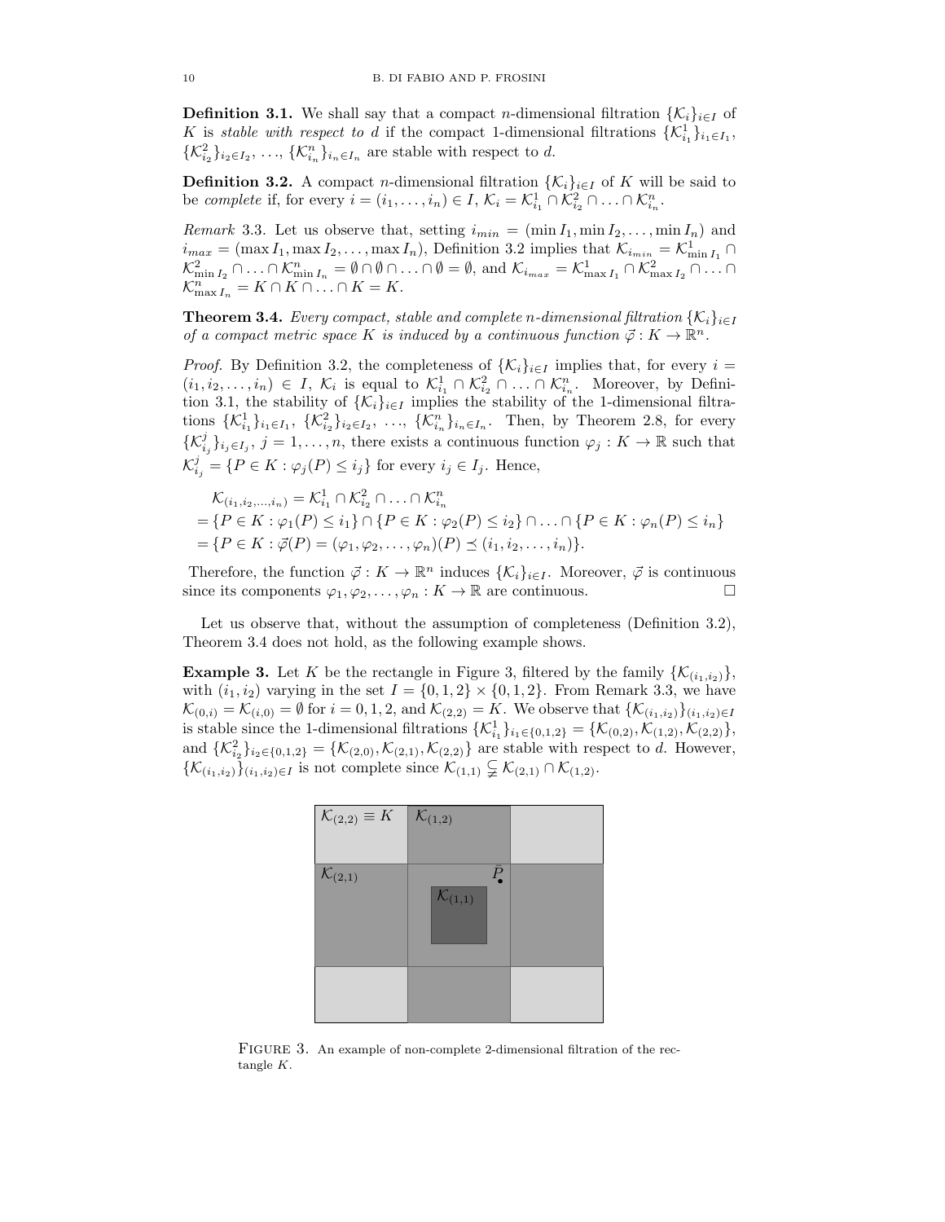**Definition 3.1.** We shall say that a compact $n$-dimensional filtration $\{\mathcal{K}_i\}_{i\in I}$ of $K$ is *stable with respect to* $d$ if the compact 1-dimensional filtrations $\{\mathcal{K}^1_{i_1}\}_{i_1\in I_1}$, $\{\mathcal{K}^2_{i_2}\}_{i_2\in I_2}$, ..., $\{\mathcal{K}^n_{i_n}\}_{i_n\in I_n}$ are stable with respect to $d$.

**Definition 3.2.** A compact $n$-dimensional filtration $\{\mathcal{K}_i\}_{i\in I}$ of $K$ will be said to be *complete* if, for every $i=(i_1,\ldots,i_n)\in I$, $\mathcal{K}_i=\mathcal{K}^1_{i_1}\cap\mathcal{K}^2_{i_2}\cap\ldots\cap\mathcal{K}^n_{i_n}$.

*Remark* 3.3. Let us observe that, setting $i_{min}=(\min I_1,\min I_2,\ldots,\min I_n)$ and $i_{max}=(\max I_1,\max I_2,\ldots,\max I_n)$, Definition 3.2 implies that $\mathcal{K}_{i_{min}}=\mathcal{K}^1_{\min I_1}\cap\mathcal{K}^2_{\min I_2}\cap\ldots\cap\mathcal{K}^n_{\min I_n}=\emptyset\cap\emptyset\cap\ldots\cap\emptyset=\emptyset$, and $\mathcal{K}_{i_{max}}=\mathcal{K}^1_{\max I_1}\cap\mathcal{K}^2_{\max I_2}\cap\ldots\cap\mathcal{K}^n_{\max I_n}=K\cap K\cap\ldots\cap K=K$.

**Theorem 3.4.** *Every compact, stable and complete $n$-dimensional filtration $\{\mathcal{K}_i\}_{i\in I}$ of a compact metric space $K$ is induced by a continuous function $\vec{\varphi}:K\to\mathbb{R}^n$.*

*Proof.* By Definition 3.2, the completeness of $\{\mathcal{K}_i\}_{i\in I}$ implies that, for every $i=(i_1,i_2,\ldots,i_n)\in I$, $\mathcal{K}_i$ is equal to $\mathcal{K}^1_{i_1}\cap\mathcal{K}^2_{i_2}\cap\ldots\cap\mathcal{K}^n_{i_n}$. Moreover, by Definition 3.1, the stability of $\{\mathcal{K}_i\}_{i\in I}$ implies the stability of the 1-dimensional filtrations $\{\mathcal{K}^1_{i_1}\}_{i_1\in I_1}$, $\{\mathcal{K}^2_{i_2}\}_{i_2\in I_2}$, ..., $\{\mathcal{K}^n_{i_n}\}_{i_n\in I_n}$. Then, by Theorem 2.8, for every $\{\mathcal{K}^j_{i_j}\}_{i_j\in I_j}$, $j=1,\ldots,n$, there exists a continuous function $\varphi_j:K\to\mathbb{R}$ such that $\mathcal{K}^j_{i_j}=\{P\in K:\varphi_j(P)\le i_j\}$ for every $i_j\in I_j$. Hence,

$$
\begin{aligned}
&\mathcal{K}_{(i_1,i_2,\ldots,i_n)}=\mathcal{K}^1_{i_1}\cap\mathcal{K}^2_{i_2}\cap\ldots\cap\mathcal{K}^n_{i_n}\\
&=\{P\in K:\varphi_1(P)\le i_1\}\cap\{P\in K:\varphi_2(P)\le i_2\}\cap\ldots\cap\{P\in K:\varphi_n(P)\le i_n\}\\
&=\{P\in K:\vec{\varphi}(P)=(\varphi_1,\varphi_2,\ldots,\varphi_n)(P)\preceq(i_1,i_2,\ldots,i_n)\}.
\end{aligned}
$$

Therefore, the function $\vec{\varphi}:K\to\mathbb{R}^n$ induces $\{\mathcal{K}_i\}_{i\in I}$. Moreover, $\vec{\varphi}$ is continuous since its components $\varphi_1,\varphi_2,\ldots,\varphi_n:K\to\mathbb{R}$ are continuous. □

Let us observe that, without the assumption of completeness (Definition 3.2), Theorem 3.4 does not hold, as the following example shows.

**Example 3.** Let $K$ be the rectangle in Figure 3, filtered by the family $\{\mathcal{K}_{(i_1,i_2)}\}$, with $(i_1,i_2)$ varying in the set $I=\{0,1,2\}\times\{0,1,2\}$. From Remark 3.3, we have $\mathcal{K}_{(0,i)}=\mathcal{K}_{(i,0)}=\emptyset$ for $i=0,1,2$, and $\mathcal{K}_{(2,2)}=K$. We observe that $\{\mathcal{K}_{(i_1,i_2)}\}_{(i_1,i_2)\in I}$ is stable since the 1-dimensional filtrations $\{\mathcal{K}^1_{i_1}\}_{i_1\in\{0,1,2\}}=\{\mathcal{K}_{(0,2)},\mathcal{K}_{(1,2)},\mathcal{K}_{(2,2)}\}$, and $\{\mathcal{K}^2_{i_2}\}_{i_2\in\{0,1,2\}}=\{\mathcal{K}_{(2,0)},\mathcal{K}_{(2,1)},\mathcal{K}_{(2,2)}\}$ are stable with respect to $d$. However, $\{\mathcal{K}_{(i_1,i_2)}\}_{(i_1,i_2)\in I}$ is not complete since $\mathcal{K}_{(1,1)}\subsetneq\mathcal{K}_{(2,1)}\cap\mathcal{K}_{(1,2)}$.

FIGURE 3. An example of non-complete 2-dimensional filtration of the rectangle $K$.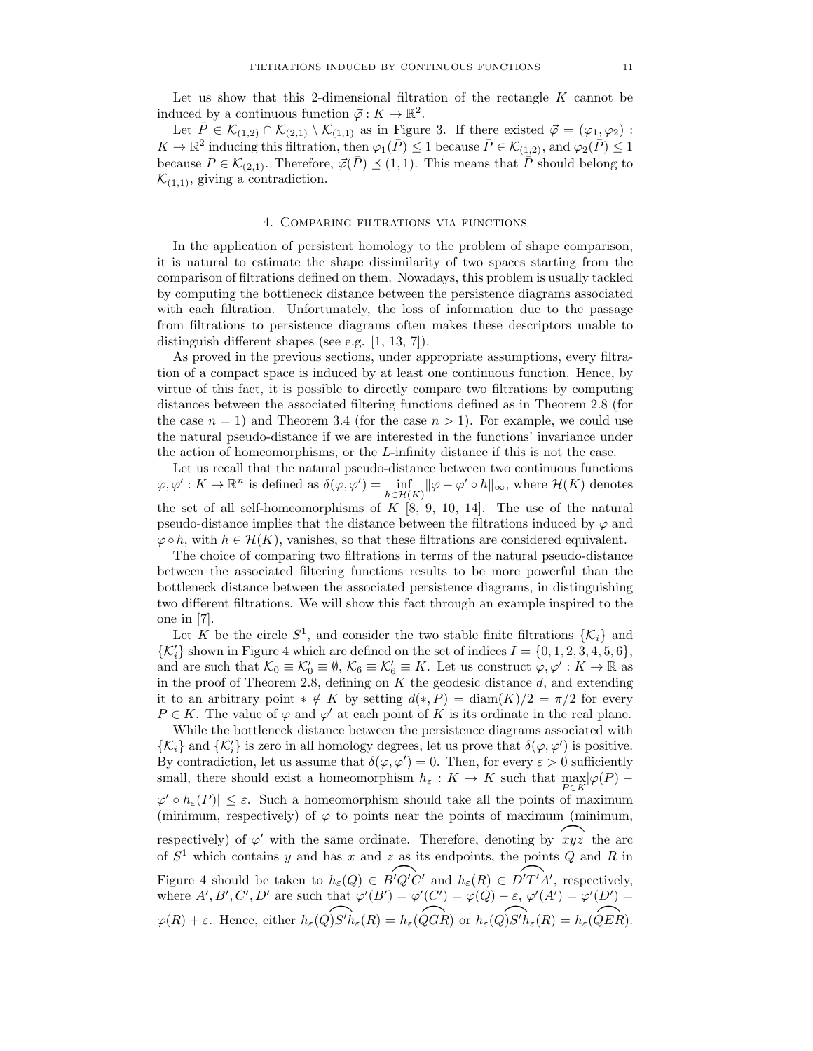Let us show that this 2-dimensional filtration of the rectangle $K$ cannot be induced by a continuous function $\vec{\varphi} : K \to \mathbb{R}^2$.

Let $\bar{P} \in \mathcal{K}_{(1,2)} \cap \mathcal{K}_{(2,1)} \setminus \mathcal{K}_{(1,1)}$ as in Figure 3. If there existed $\vec{\varphi} = (\varphi_1, \varphi_2) : K \to \mathbb{R}^2$ inducing this filtration, then $\varphi_1(\bar{P}) \leq 1$ because $\bar{P} \in \mathcal{K}_{(1,2)}$, and $\varphi_2(\bar{P}) \leq 1$ because $P \in \mathcal{K}_{(2,1)}$. Therefore, $\vec{\varphi}(\bar{P}) \preceq (1,1)$. This means that $\bar{P}$ should belong to $\mathcal{K}_{(1,1)}$, giving a contradiction.

## 4. Comparing filtrations via functions

In the application of persistent homology to the problem of shape comparison, it is natural to estimate the shape dissimilarity of two spaces starting from the comparison of filtrations defined on them. Nowadays, this problem is usually tackled by computing the bottleneck distance between the persistence diagrams associated with each filtration. Unfortunately, the loss of information due to the passage from filtrations to persistence diagrams often makes these descriptors unable to distinguish different shapes (see e.g. [1, 13, 7]).

As proved in the previous sections, under appropriate assumptions, every filtration of a compact space is induced by at least one continuous function. Hence, by virtue of this fact, it is possible to directly compare two filtrations by computing distances between the associated filtering functions defined as in Theorem 2.8 (for the case $n = 1$) and Theorem 3.4 (for the case $n > 1$). For example, we could use the natural pseudo-distance if we are interested in the functions' invariance under the action of homeomorphisms, or the $L$-infinity distance if this is not the case.

Let us recall that the natural pseudo-distance between two continuous functions $\varphi, \varphi' : K \to \mathbb{R}^n$ is defined as $\delta(\varphi, \varphi') = \inf_{h \in \mathcal{H}(K)} \|\varphi - \varphi' \circ h\|_\infty$, where $\mathcal{H}(K)$ denotes the set of all self-homeomorphisms of $K$ [8, 9, 10, 14]. The use of the natural pseudo-distance implies that the distance between the filtrations induced by $\varphi$ and $\varphi \circ h$, with $h \in \mathcal{H}(K)$, vanishes, so that these filtrations are considered equivalent.

The choice of comparing two filtrations in terms of the natural pseudo-distance between the associated filtering functions results to be more powerful than the bottleneck distance between the associated persistence diagrams, in distinguishing two different filtrations. We will show this fact through an example inspired to the one in [7].

Let $K$ be the circle $S^1$, and consider the two stable finite filtrations $\{\mathcal{K}_i\}$ and $\{\mathcal{K}'_i\}$ shown in Figure 4 which are defined on the set of indices $I = \{0, 1, 2, 3, 4, 5, 6\}$, and are such that $\mathcal{K}_0 \equiv \mathcal{K}'_0 \equiv \emptyset$, $\mathcal{K}_6 \equiv \mathcal{K}'_6 \equiv K$. Let us construct $\varphi, \varphi' : K \to \mathbb{R}$ as in the proof of Theorem 2.8, defining on $K$ the geodesic distance $d$, and extending it to an arbitrary point $* \notin K$ by setting $d(*, P) = \operatorname{diam}(K)/2 = \pi/2$ for every $P \in K$. The value of $\varphi$ and $\varphi'$ at each point of $K$ is its ordinate in the real plane.

While the bottleneck distance between the persistence diagrams associated with $\{\mathcal{K}_i\}$ and $\{\mathcal{K}'_i\}$ is zero in all homology degrees, let us prove that $\delta(\varphi, \varphi')$ is positive. By contradiction, let us assume that $\delta(\varphi, \varphi') = 0$. Then, for every $\varepsilon > 0$ sufficiently small, there should exist a homeomorphism $h_\varepsilon : K \to K$ such that $\max_{P \in K} |\varphi(P) - \varphi' \circ h_\varepsilon(P)| \leq \varepsilon$. Such a homeomorphism should take all the points of maximum (minimum, respectively) of $\varphi$ to points near the points of maximum (minimum, respectively) of $\varphi'$ with the same ordinate. Therefore, denoting by $\widehat{xyz}$ the arc of $S^1$ which contains $y$ and has $x$ and $z$ as its endpoints, the points $Q$ and $R$ in Figure 4 should be taken to $h_\varepsilon(Q) \in \widehat{B'Q'C'}$ and $h_\varepsilon(R) \in \widehat{D'T'A'}$, respectively, where $A', B', C', D'$ are such that $\varphi'(B') = \varphi'(C') = \varphi(Q) - \varepsilon$, $\varphi'(A') = \varphi'(D') = \varphi(R) + \varepsilon$. Hence, either $\widehat{h_\varepsilon(Q) S' h_\varepsilon(R)} = h_\varepsilon(\widehat{QGR})$ or $\widehat{h_\varepsilon(Q) S' h_\varepsilon(R)} = h_\varepsilon(\widehat{QER})$.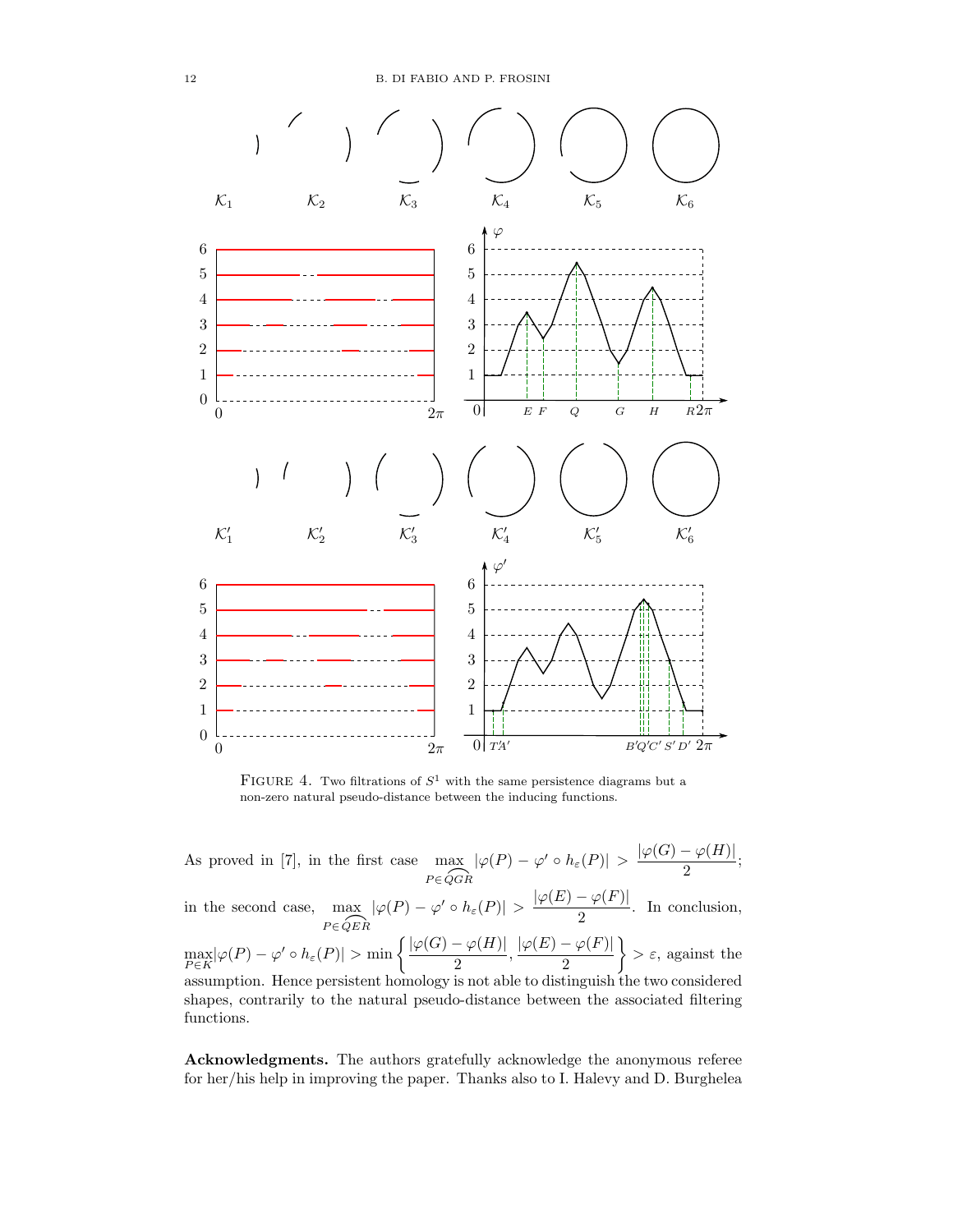FIGURE 4. Two filtrations of $S^1$ with the same persistence diagrams but a non-zero natural pseudo-distance between the inducing functions.

As proved in [7], in the first case $\max_{P \in \widehat{QGR}} |\varphi(P) - \varphi' \circ h_\varepsilon(P)| > \frac{|\varphi(G) - \varphi(H)|}{2}$; in the second case, $\max_{P \in \widehat{QER}} |\varphi(P) - \varphi' \circ h_\varepsilon(P)| > \frac{|\varphi(E) - \varphi(F)|}{2}$. In conclusion, $\max_{P \in K} |\varphi(P) - \varphi' \circ h_\varepsilon(P)| > \min \left\{ \frac{|\varphi(G) - \varphi(H)|}{2}, \frac{|\varphi(E) - \varphi(F)|}{2} \right\} > \varepsilon$, against the assumption. Hence persistent homology is not able to distinguish the two considered shapes, contrarily to the natural pseudo-distance between the associated filtering functions.

**Acknowledgments.** The authors gratefully acknowledge the anonymous referee for her/his help in improving the paper. Thanks also to I. Halevy and D. Burghelea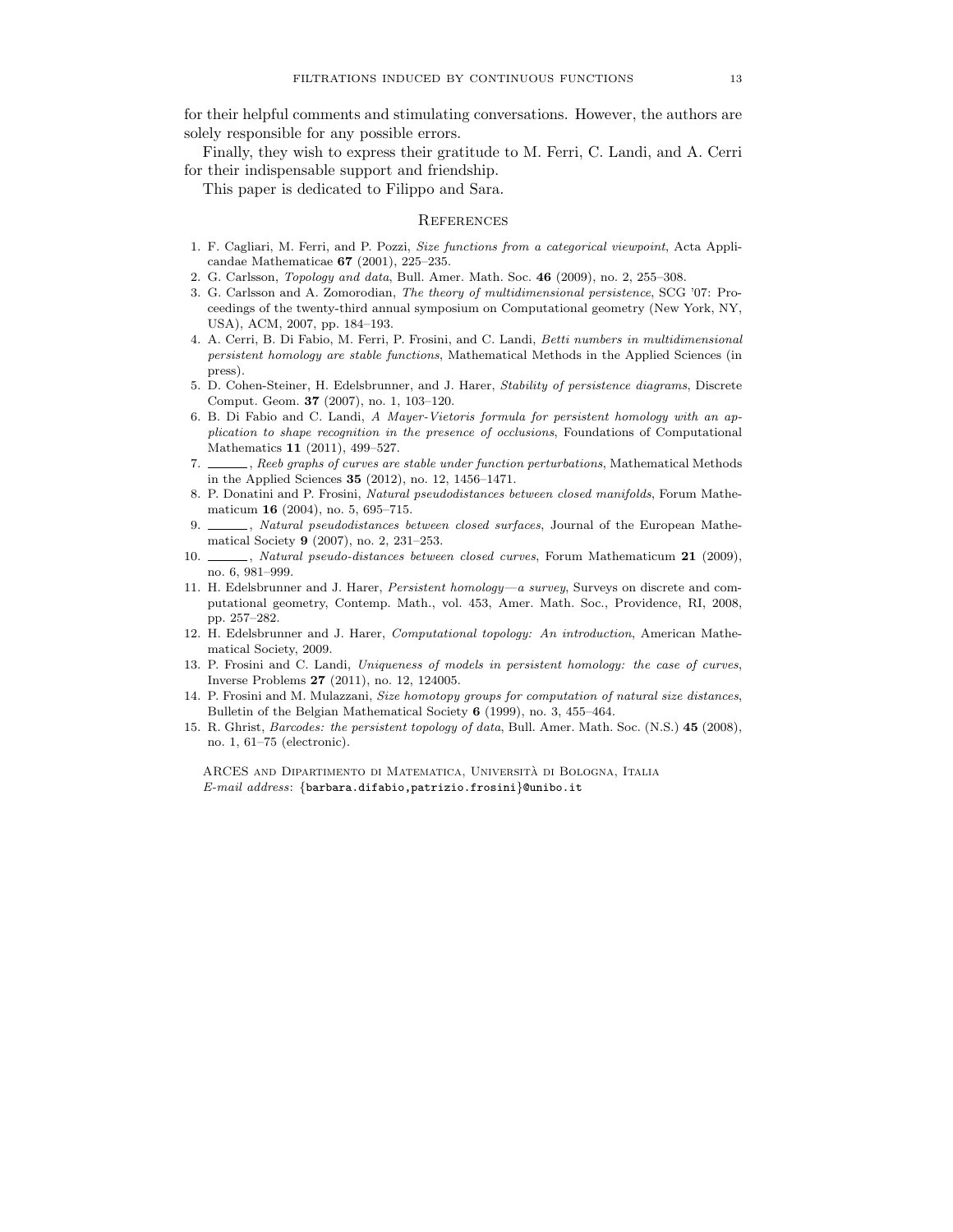for their helpful comments and stimulating conversations. However, the authors are solely responsible for any possible errors.

Finally, they wish to express their gratitude to M. Ferri, C. Landi, and A. Cerri for their indispensable support and friendship.

This paper is dedicated to Filippo and Sara.

## References

1. F. Cagliari, M. Ferri, and P. Pozzi, *Size functions from a categorical viewpoint*, Acta Applicandae Mathematicae **67** (2001), 225–235.
2. G. Carlsson, *Topology and data*, Bull. Amer. Math. Soc. **46** (2009), no. 2, 255–308.
3. G. Carlsson and A. Zomorodian, *The theory of multidimensional persistence*, SCG '07: Proceedings of the twenty-third annual symposium on Computational geometry (New York, NY, USA), ACM, 2007, pp. 184–193.
4. A. Cerri, B. Di Fabio, M. Ferri, P. Frosini, and C. Landi, *Betti numbers in multidimensional persistent homology are stable functions*, Mathematical Methods in the Applied Sciences (in press).
5. D. Cohen-Steiner, H. Edelsbrunner, and J. Harer, *Stability of persistence diagrams*, Discrete Comput. Geom. **37** (2007), no. 1, 103–120.
6. B. Di Fabio and C. Landi, *A Mayer-Vietoris formula for persistent homology with an application to shape recognition in the presence of occlusions*, Foundations of Computational Mathematics **11** (2011), 499–527.
7. ______, *Reeb graphs of curves are stable under function perturbations*, Mathematical Methods in the Applied Sciences **35** (2012), no. 12, 1456–1471.
8. P. Donatini and P. Frosini, *Natural pseudodistances between closed manifolds*, Forum Mathematicum **16** (2004), no. 5, 695–715.
9. ______, *Natural pseudodistances between closed surfaces*, Journal of the European Mathematical Society **9** (2007), no. 2, 231–253.
10. ______, *Natural pseudo-distances between closed curves*, Forum Mathematicum **21** (2009), no. 6, 981–999.
11. H. Edelsbrunner and J. Harer, *Persistent homology—a survey*, Surveys on discrete and computational geometry, Contemp. Math., vol. 453, Amer. Math. Soc., Providence, RI, 2008, pp. 257–282.
12. H. Edelsbrunner and J. Harer, *Computational topology: An introduction*, American Mathematical Society, 2009.
13. P. Frosini and C. Landi, *Uniqueness of models in persistent homology: the case of curves*, Inverse Problems **27** (2011), no. 12, 124005.
14. P. Frosini and M. Mulazzani, *Size homotopy groups for computation of natural size distances*, Bulletin of the Belgian Mathematical Society **6** (1999), no. 3, 455–464.
15. R. Ghrist, *Barcodes: the persistent topology of data*, Bull. Amer. Math. Soc. (N.S.) **45** (2008), no. 1, 61–75 (electronic).

ARCES and Dipartimento di Matematica, Università di Bologna, Italia
*E-mail address*: {barbara.difabio,patrizio.frosini}@unibo.it